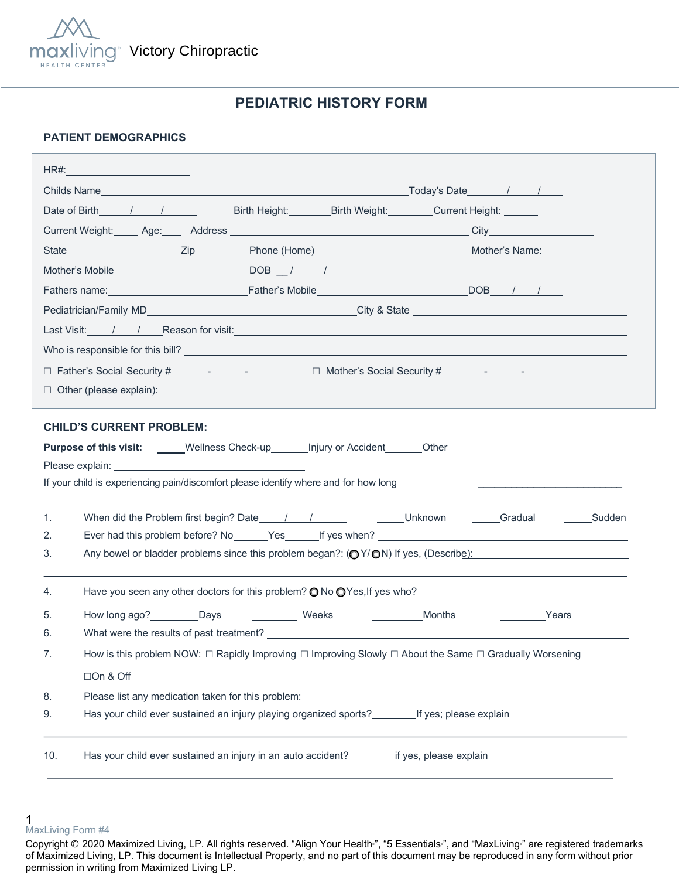maxliving HEALTH CENTER Victory Chiropractic

# PEDIATRIC HISTORY FORM

## PATIENT DEMOGRAPHICS

HR#:______________________

Childs Name______________________________________________________Today's Date_______/_____/______

Date of Birth_____/_____/______ Birth Height:_______Birth Weight:________Current Height: ______

Current Weight:_____ Age:____ Address ____________________________________________ City___________________

State_____________________Zip__________Phone (Home) ____________________________ Mother's Name:_______________

Mother's Mobile________________________DOB __/_____/_____

Fathers name:________________________Father's Mobile__________________________DOB____/____/_____

Pediatrician/Family MD_____________________________________City & State _________________________________

Last Visit:____/____/____Reason for visit:_____________________________________________________________

Who is responsible for this bill? _________________________________________________________________

☐ Father's Social Security #______-______-_______ ☐ Mother's Social Security #_______-______-_______

☐ Other (please explain):

## CHILD'S CURRENT PROBLEM:

**Purpose of this visit:** _____Wellness Check-up______Injury or Accident______Other

Please explain: ______________________________

If your child is experiencing pain/discomfort please identify where and for how long_______________________________________

1. When did the Problem first begin? Date_____/____/______ _____Unknown _____Gradual _____Sudden
2. Ever had this problem before? No______Yes______If yes when? ______________________________________
3. Any bowel or bladder problems since this problem began?: (◯ Y/ ◯N) If yes, (Describe):____________________________

_______________________________________________________________________________

4. Have you seen any other doctors for this problem? ◯ No ◯Yes,If yes who? ____________________________
5. How long ago?________Days ________ Weeks _________Months ________Years
6. What were the results of past treatment? ________________________________________________
7. How is this problem NOW: ☐ Rapidly Improving ☐ Improving Slowly ☐ About the Same ☐ Gradually Worsening ☐On & Off
8. Please list any medication taken for this problem: ______________________________________________
9. Has your child ever sustained an injury playing organized sports?________If yes; please explain

_______________________________________________________________________________

10. Has your child ever sustained an injury in an auto accident?________if yes, please explain

_______________________________________________________________________________

MaxLiving Form #4

Copyright © 2020 Maximized Living, LP. All rights reserved. "Align Your Health", "5 Essentials", and "MaxLiving" are registered trademarks of Maximized Living, LP. This document is Intellectual Property, and no part of this document may be reproduced in any form without prior permission in writing from Maximized Living LP.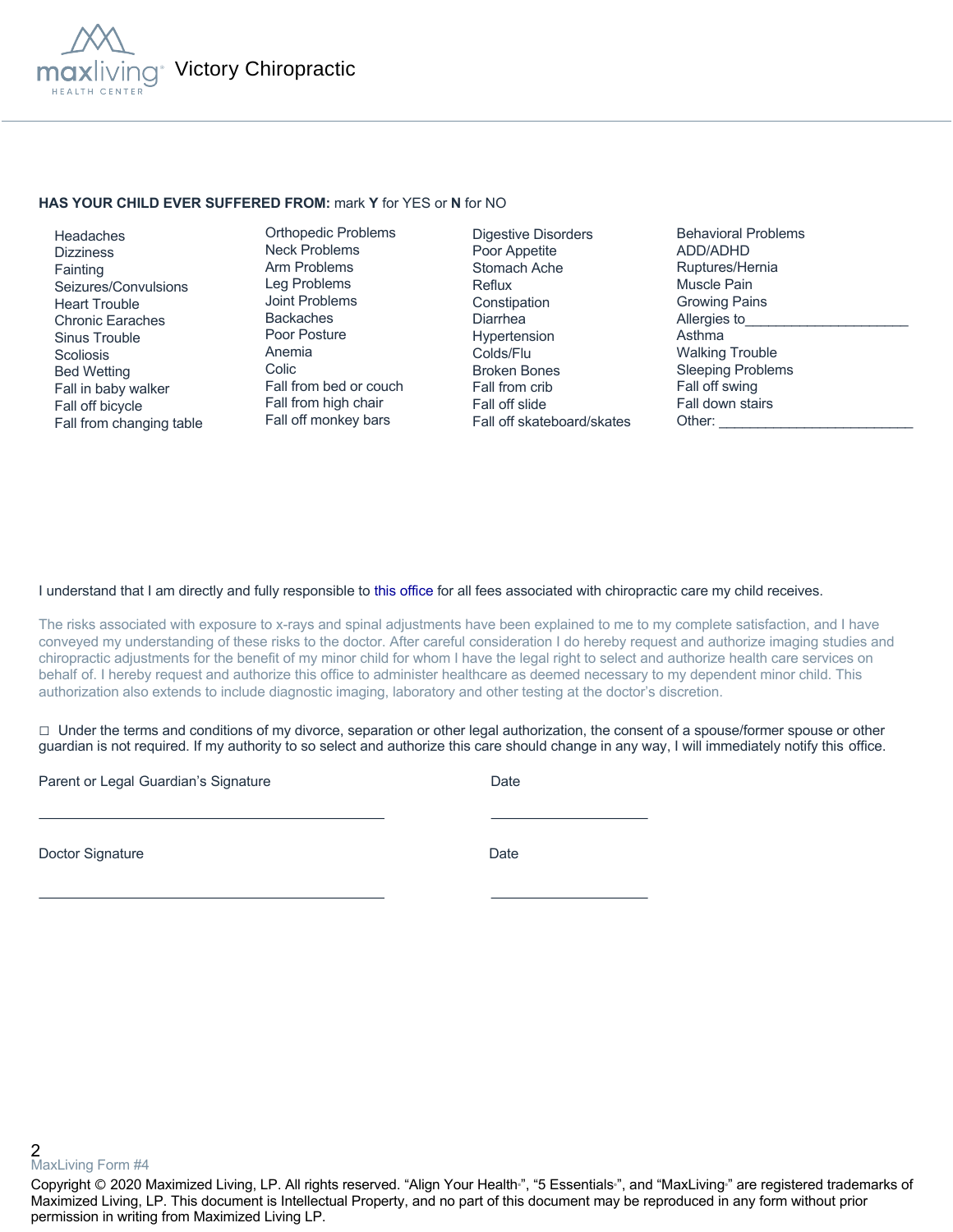Victory Chiropractic

**HAS YOUR CHILD EVER SUFFERED FROM:** mark **Y** for YES or **N** for NO

| | | | |
|---|---|---|---|
| Headaches | Orthopedic Problems | Digestive Disorders | Behavioral Problems |
| Dizziness | Neck Problems | Poor Appetite | ADD/ADHD |
| Fainting | Arm Problems | Stomach Ache | Ruptures/Hernia |
| Seizures/Convulsions | Leg Problems | Reflux | Muscle Pain |
| Heart Trouble | Joint Problems | Constipation | Growing Pains |
| Chronic Earaches | Backaches | Diarrhea | Allergies to_____________________ |
| Sinus Trouble | Poor Posture | Hypertension | Asthma |
| Scoliosis | Anemia | Colds/Flu | Walking Trouble |
| Bed Wetting | Colic | Broken Bones | Sleeping Problems |
| Fall in baby walker | Fall from bed or couch | Fall from crib | Fall off swing |
| Fall off bicycle | Fall from high chair | Fall off slide | Fall down stairs |
| Fall from changing table | Fall off monkey bars | Fall off skateboard/skates | Other: ________________________ |

I understand that I am directly and fully responsible to this office for all fees associated with chiropractic care my child receives.

The risks associated with exposure to x-rays and spinal adjustments have been explained to me to my complete satisfaction, and I have conveyed my understanding of these risks to the doctor. After careful consideration I do hereby request and authorize imaging studies and chiropractic adjustments for the benefit of my minor child for whom I have the legal right to select and authorize health care services on behalf of. I hereby request and authorize this office to administer healthcare as deemed necessary to my dependent minor child. This authorization also extends to include diagnostic imaging, laboratory and other testing at the doctor's discretion.

☐ Under the terms and conditions of my divorce, separation or other legal authorization, the consent of a spouse/former spouse or other guardian is not required. If my authority to so select and authorize this care should change in any way, I will immediately notify this office.

Parent or Legal Guardian's Signature _______________________________ Date ____________________

Doctor Signature _______________________________ Date ____________________

MaxLiving Form #4

Copyright © 2020 Maximized Living, LP. All rights reserved. "Align Your Health®", "5 Essentials®", and "MaxLiving®" are registered trademarks of Maximized Living, LP. This document is Intellectual Property, and no part of this document may be reproduced in any form without prior permission in writing from Maximized Living LP.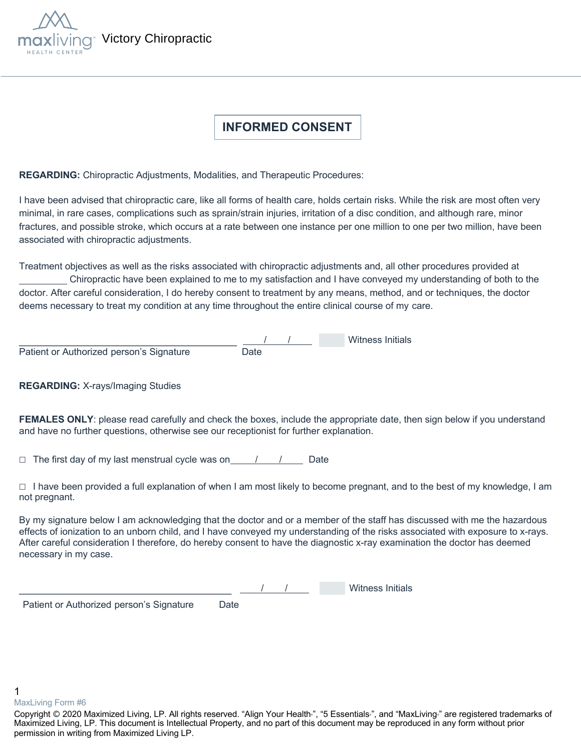Victory Chiropractic

# INFORMED CONSENT

**REGARDING:** Chiropractic Adjustments, Modalities, and Therapeutic Procedures:

I have been advised that chiropractic care, like all forms of health care, holds certain risks. While the risk are most often very minimal, in rare cases, complications such as sprain/strain injuries, irritation of a disc condition, and although rare, minor fractures, and possible stroke, which occurs at a rate between one instance per one million to one per two million, have been associated with chiropractic adjustments.

Treatment objectives as well as the risks associated with chiropractic adjustments and, all other procedures provided at __________ Chiropractic have been explained to me to my satisfaction and I have conveyed my understanding of both to the doctor. After careful consideration, I do hereby consent to treatment by any means, method, and or techniques, the doctor deems necessary to treat my condition at any time throughout the entire clinical course of my care.

_______________________________________ ____/____/____ Witness Initials

Patient or Authorized person's Signature Date

**REGARDING:** X-rays/Imaging Studies

**FEMALES ONLY**: please read carefully and check the boxes, include the appropriate date, then sign below if you understand and have no further questions, otherwise see our receptionist for further explanation.

☐ The first day of my last menstrual cycle was on____/____/____ Date

☐ I have been provided a full explanation of when I am most likely to become pregnant, and to the best of my knowledge, I am not pregnant.

By my signature below I am acknowledging that the doctor and or a member of the staff has discussed with me the hazardous effects of ionization to an unborn child, and I have conveyed my understanding of the risks associated with exposure to x-rays. After careful consideration I therefore, do hereby consent to have the diagnostic x-ray examination the doctor has deemed necessary in my case.

_______________________________________ ____/____/____ Witness Initials

Patient or Authorized person's Signature Date

MaxLiving Form #6

Copyright © 2020 Maximized Living, LP. All rights reserved. "Align Your Health®", "5 Essentials®", and "MaxLiving®" are registered trademarks of Maximized Living, LP. This document is Intellectual Property, and no part of this document may be reproduced in any form without prior permission in writing from Maximized Living LP.